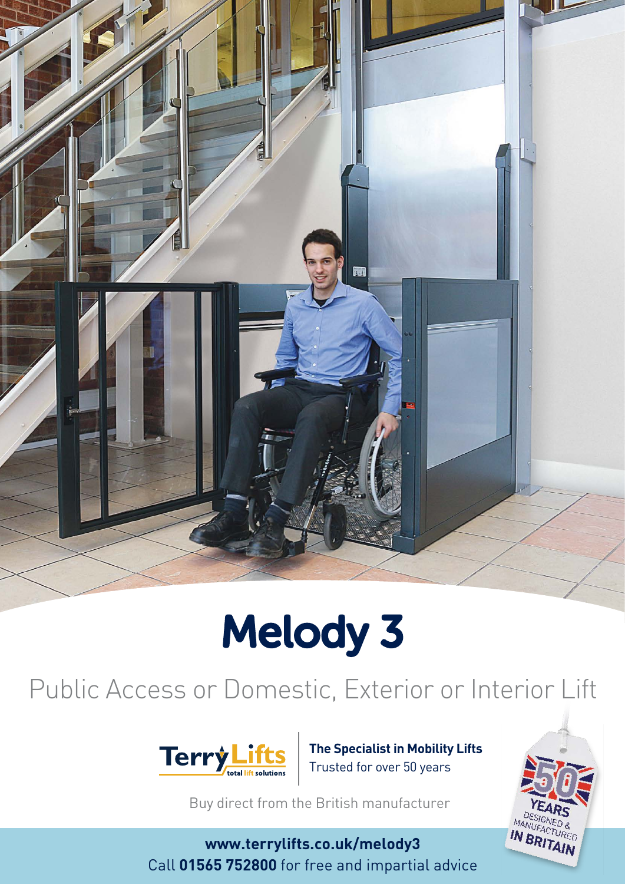# Melody 3

Public Access or Domestic, Exterior or Interior Lift

Terry Lifts total lift solutions

**The Specialist in Mobility Lifts**
Trusted for over 50 years

Buy direct from the British manufacturer

50 YEARS DESIGNED & MANUFACTURED IN BRITAIN

**www.terrylifts.co.uk/melody3**
Call **01565 752800** for free and impartial advice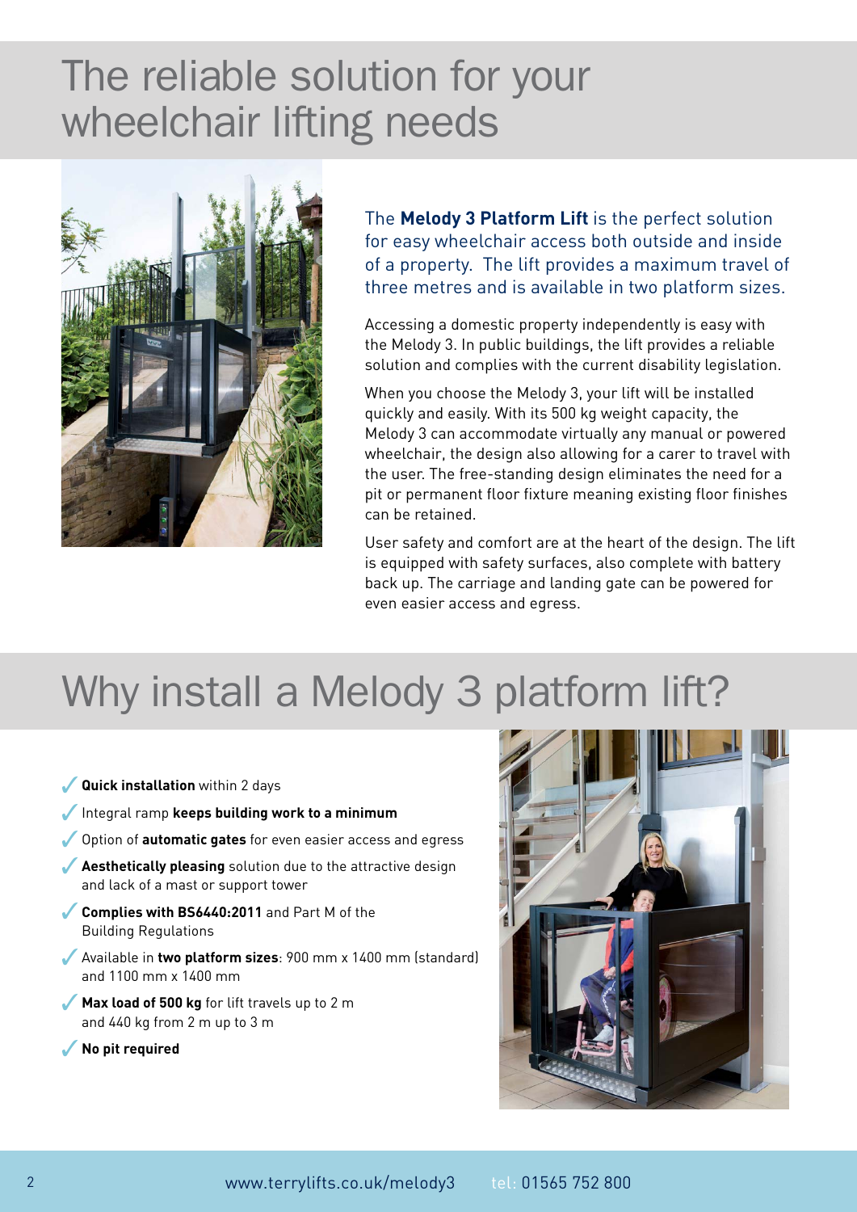# The reliable solution for your wheelchair lifting needs

The **Melody 3 Platform Lift** is the perfect solution for easy wheelchair access both outside and inside of a property. The lift provides a maximum travel of three metres and is available in two platform sizes.

Accessing a domestic property independently is easy with the Melody 3. In public buildings, the lift provides a reliable solution and complies with the current disability legislation.

When you choose the Melody 3, your lift will be installed quickly and easily. With its 500 kg weight capacity, the Melody 3 can accommodate virtually any manual or powered wheelchair, the design also allowing for a carer to travel with the user. The free-standing design eliminates the need for a pit or permanent floor fixture meaning existing floor finishes can be retained.

User safety and comfort are at the heart of the design. The lift is equipped with safety surfaces, also complete with battery back up. The carriage and landing gate can be powered for even easier access and egress.

# Why install a Melody 3 platform lift?

- ✓ **Quick installation** within 2 days
- ✓ Integral ramp **keeps building work to a minimum**
- ✓ Option of **automatic gates** for even easier access and egress
- ✓ **Aesthetically pleasing** solution due to the attractive design and lack of a mast or support tower
- ✓ **Complies with BS6440:2011** and Part M of the Building Regulations
- ✓ Available in **two platform sizes**: 900 mm x 1400 mm (standard) and 1100 mm x 1400 mm
- ✓ **Max load of 500 kg** for lift travels up to 2 m and 440 kg from 2 m up to 3 m
- ✓ **No pit required**

www.terrylifts.co.uk/melody3 tel: 01565 752 800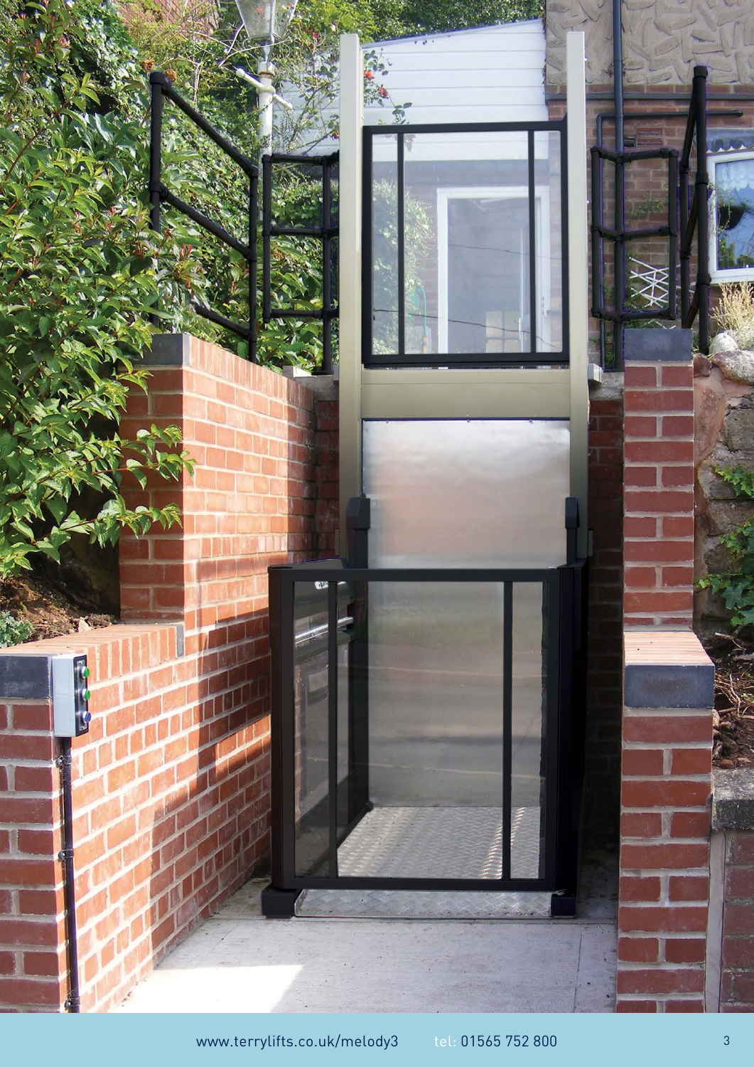www.terrylifts.co.uk/melody3 tel: 01565 752 800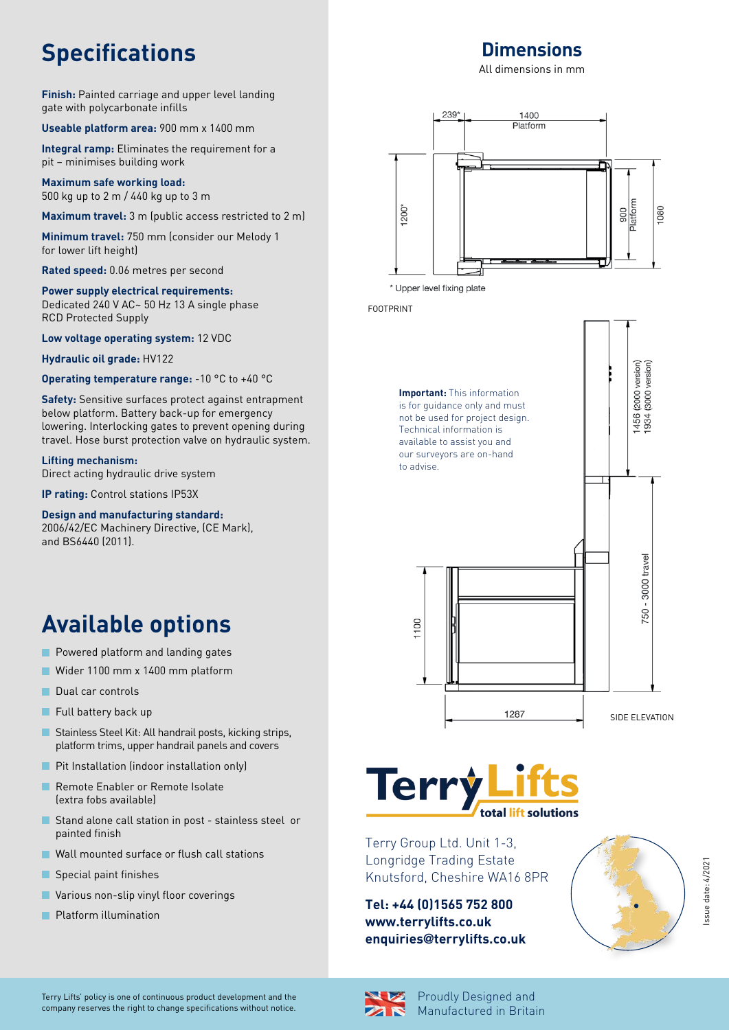# Specifications

**Finish:** Painted carriage and upper level landing gate with polycarbonate infills

**Useable platform area:** 900 mm x 1400 mm

**Integral ramp:** Eliminates the requirement for a pit – minimises building work

**Maximum safe working load:**
500 kg up to 2 m / 440 kg up to 3 m

**Maximum travel:** 3 m (public access restricted to 2 m)

**Minimum travel:** 750 mm (consider our Melody 1 for lower lift height)

**Rated speed:** 0.06 metres per second

**Power supply electrical requirements:**
Dedicated 240 V AC~ 50 Hz 13 A single phase RCD Protected Supply

**Low voltage operating system:** 12 VDC

**Hydraulic oil grade:** HV122

**Operating temperature range:** -10 °C to +40 °C

**Safety:** Sensitive surfaces protect against entrapment below platform. Battery back-up for emergency lowering. Interlocking gates to prevent opening during travel. Hose burst protection valve on hydraulic system.

**Lifting mechanism:**
Direct acting hydraulic drive system

**IP rating:** Control stations IP53X

**Design and manufacturing standard:**
2006/42/EC Machinery Directive, (CE Mark), and BS6440 (2011).

# Available options

- Powered platform and landing gates
- Wider 1100 mm x 1400 mm platform
- Dual car controls
- Full battery back up
- Stainless Steel Kit: All handrail posts, kicking strips, platform trims, upper handrail panels and covers
- Pit Installation (indoor installation only)
- Remote Enabler or Remote Isolate (extra fobs available)
- Stand alone call station in post - stainless steel or painted finish
- Wall mounted surface or flush call stations
- Special paint finishes
- Various non-slip vinyl floor coverings
- Platform illumination

# Dimensions

All dimensions in mm

239*
1400 Platform
1200*
900 Platform
1080

\* Upper level fixing plate

FOOTPRINT

**Important:** This information is for guidance only and must not be used for project design. Technical information is available to assist you and our surveyors are on-hand to advise.

1456 (2000 version)
1934 (3000 version)
750 - 3000 travel
1100
1287

SIDE ELEVATION

Terry Lifts
total lift solutions

Terry Group Ltd. Unit 1-3,
Longridge Trading Estate
Knutsford, Cheshire WA16 8PR

**Tel: +44 (0)1565 752 800**
**www.terrylifts.co.uk**
**enquiries@terrylifts.co.uk**

Issue date: 4/2021

Terry Lifts' policy is one of continuous product development and the company reserves the right to change specifications without notice.

Proudly Designed and Manufactured in Britain